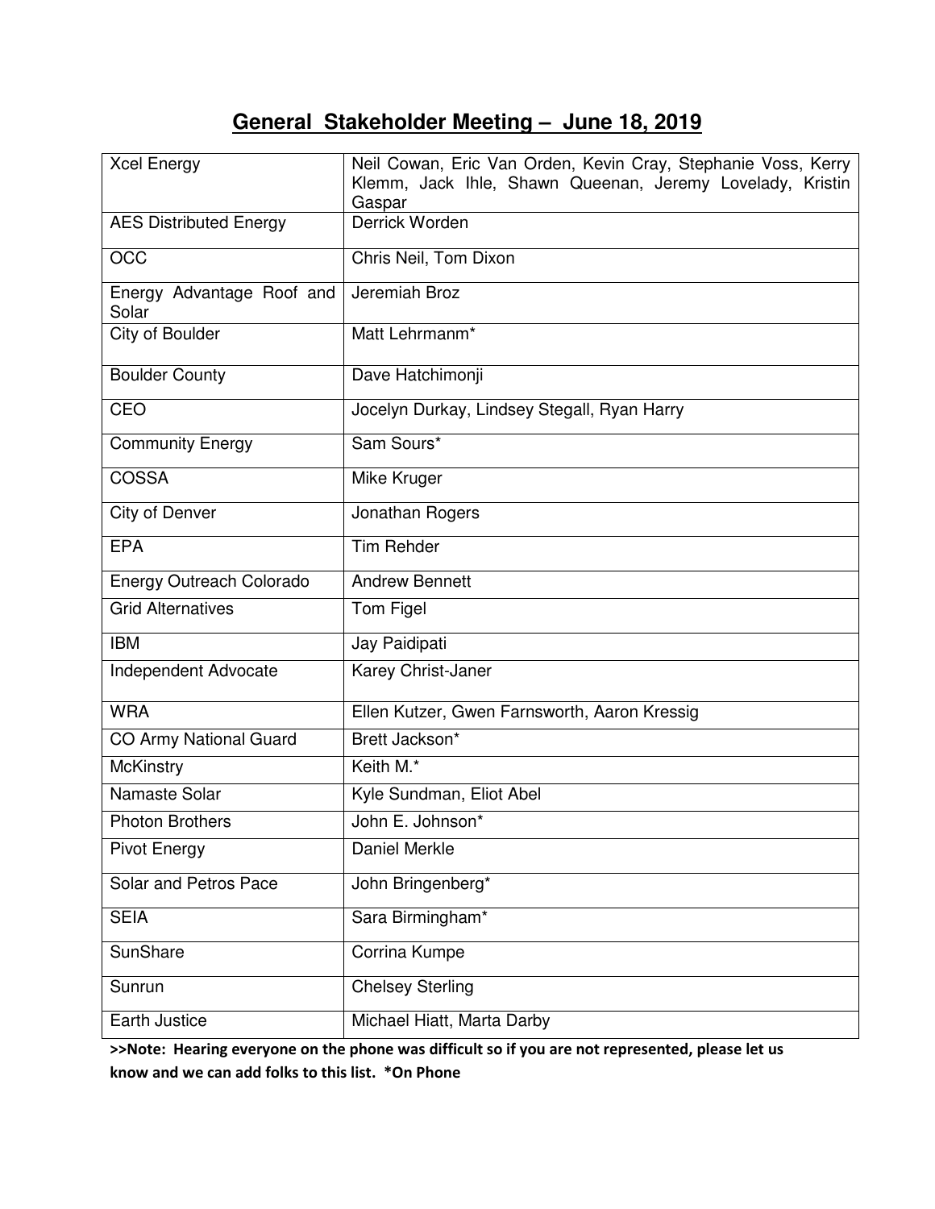# General Stakeholder Meeting – June 18, 2019

| Organization | Attendees |
|---|---|
| Xcel Energy | Neil Cowan, Eric Van Orden, Kevin Cray, Stephanie Voss, Kerry Klemm, Jack Ihle, Shawn Queenan, Jeremy Lovelady, Kristin Gaspar |
| AES Distributed Energy | Derrick Worden |
| OCC | Chris Neil, Tom Dixon |
| Energy Advantage Roof and Solar | Jeremiah Broz |
| City of Boulder | Matt Lehrmanm* |
| Boulder County | Dave Hatchimonji |
| CEO | Jocelyn Durkay, Lindsey Stegall, Ryan Harry |
| Community Energy | Sam Sours* |
| COSSA | Mike Kruger |
| City of Denver | Jonathan Rogers |
| EPA | Tim Rehder |
| Energy Outreach Colorado | Andrew Bennett |
| Grid Alternatives | Tom Figel |
| IBM | Jay Paidipati |
| Independent Advocate | Karey Christ-Janer |
| WRA | Ellen Kutzer, Gwen Farnsworth, Aaron Kressig |
| CO Army National Guard | Brett Jackson* |
| McKinstry | Keith M.* |
| Namaste Solar | Kyle Sundman, Eliot Abel |
| Photon Brothers | John E. Johnson* |
| Pivot Energy | Daniel Merkle |
| Solar and Petros Pace | John Bringenberg* |
| SEIA | Sara Birmingham* |
| SunShare | Corrina Kumpe |
| Sunrun | Chelsey Sterling |
| Earth Justice | Michael Hiatt, Marta Darby |

**>>Note: Hearing everyone on the phone was difficult so if you are not represented, please let us know and we can add folks to this list. *On Phone**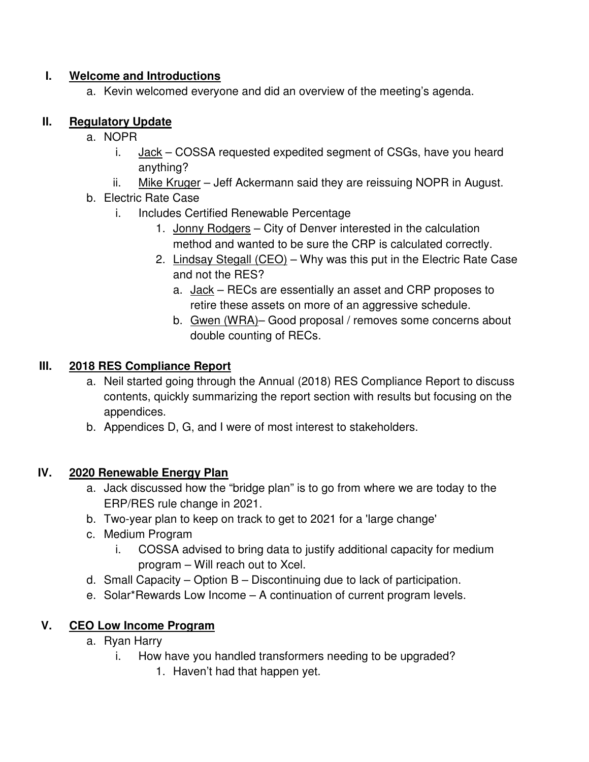## I. **Welcome and Introductions**

   a. Kevin welcomed everyone and did an overview of the meeting's agenda.

## II. **Regulatory Update**

   a. NOPR
      i. Jack – COSSA requested expedited segment of CSGs, have you heard anything?
      ii. Mike Kruger – Jeff Ackermann said they are reissuing NOPR in August.
   b. Electric Rate Case
      i. Includes Certified Renewable Percentage
         1. Jonny Rodgers – City of Denver interested in the calculation method and wanted to be sure the CRP is calculated correctly.
         2. Lindsay Stegall (CEO) – Why was this put in the Electric Rate Case and not the RES?
            a. Jack – RECs are essentially an asset and CRP proposes to retire these assets on more of an aggressive schedule.
            b. Gwen (WRA)– Good proposal / removes some concerns about double counting of RECs.

## III. **2018 RES Compliance Report**

   a. Neil started going through the Annual (2018) RES Compliance Report to discuss contents, quickly summarizing the report section with results but focusing on the appendices.
   b. Appendices D, G, and I were of most interest to stakeholders.

## IV. **2020 Renewable Energy Plan**

   a. Jack discussed how the "bridge plan" is to go from where we are today to the ERP/RES rule change in 2021.
   b. Two-year plan to keep on track to get to 2021 for a 'large change'
   c. Medium Program
      i. COSSA advised to bring data to justify additional capacity for medium program – Will reach out to Xcel.
   d. Small Capacity – Option B – Discontinuing due to lack of participation.
   e. Solar*Rewards Low Income – A continuation of current program levels.

## V. **CEO Low Income Program**

   a. Ryan Harry
      i. How have you handled transformers needing to be upgraded?
         1. Haven't had that happen yet.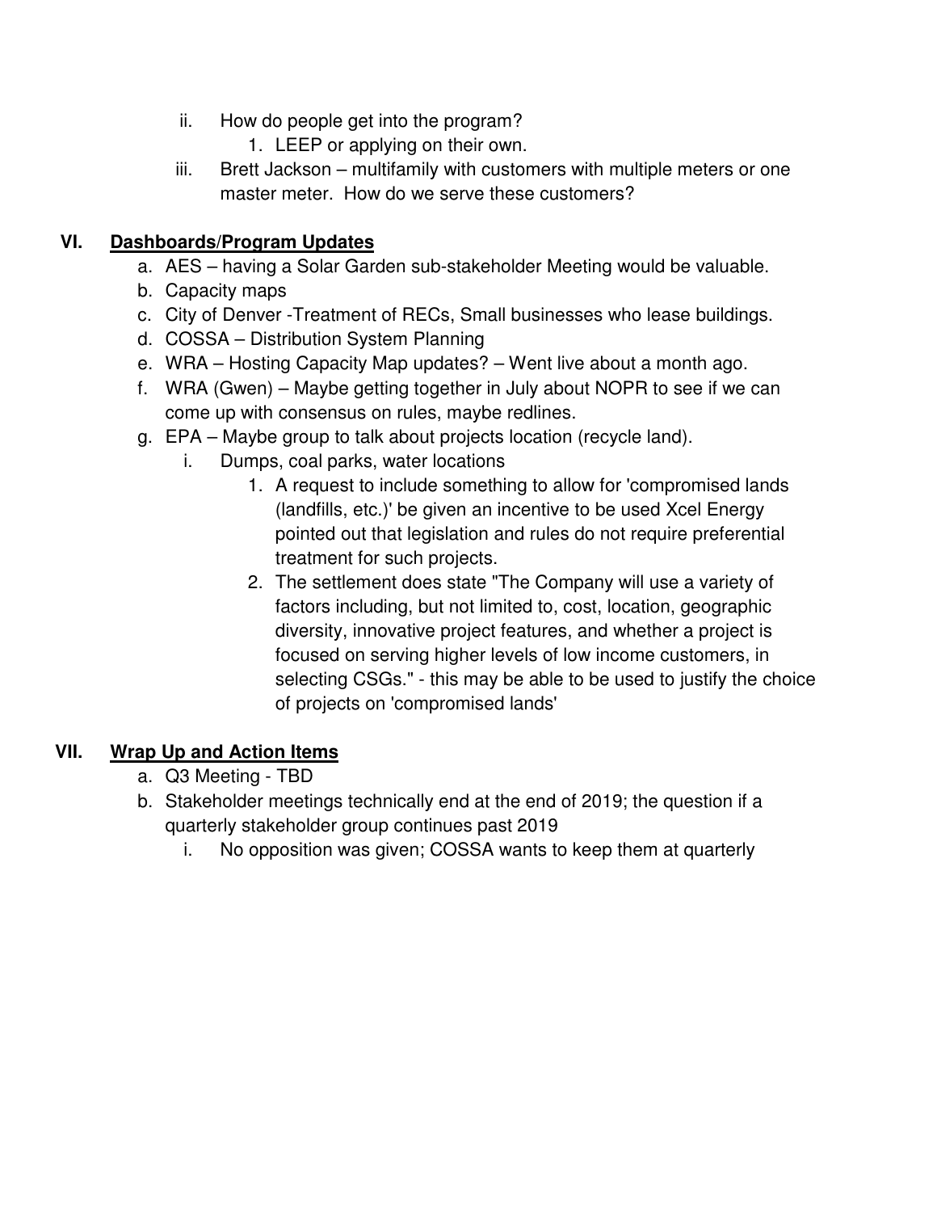ii. How do people get into the program?
      1. LEEP or applying on their own.
   iii. Brett Jackson – multifamily with customers with multiple meters or one master meter. How do we serve these customers?

## VI. Dashboards/Program Updates

a. AES – having a Solar Garden sub-stakeholder Meeting would be valuable.
b. Capacity maps
c. City of Denver -Treatment of RECs, Small businesses who lease buildings.
d. COSSA – Distribution System Planning
e. WRA – Hosting Capacity Map updates? – Went live about a month ago.
f. WRA (Gwen) – Maybe getting together in July about NOPR to see if we can come up with consensus on rules, maybe redlines.
g. EPA – Maybe group to talk about projects location (recycle land).
   i. Dumps, coal parks, water locations
      1. A request to include something to allow for 'compromised lands (landfills, etc.)' be given an incentive to be used Xcel Energy pointed out that legislation and rules do not require preferential treatment for such projects.
      2. The settlement does state "The Company will use a variety of factors including, but not limited to, cost, location, geographic diversity, innovative project features, and whether a project is focused on serving higher levels of low income customers, in selecting CSGs." - this may be able to be used to justify the choice of projects on 'compromised lands'

## VII. Wrap Up and Action Items

a. Q3 Meeting - TBD
b. Stakeholder meetings technically end at the end of 2019; the question if a quarterly stakeholder group continues past 2019
   i. No opposition was given; COSSA wants to keep them at quarterly